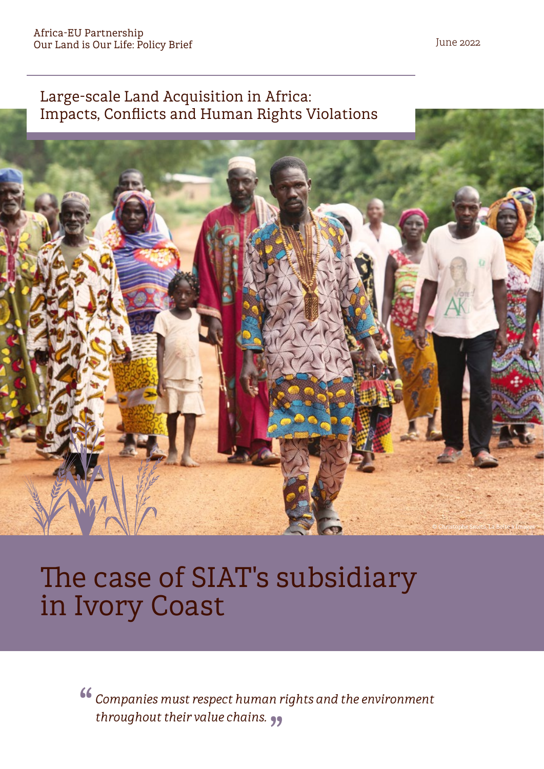Africa-EU Partnership
Our Land is Our Life: Policy Brief

June 2022

Large-scale Land Acquisition in Africa: Impacts, Conflicts and Human Rights Violations

© Christophe Smets, La Boîte à Images

# The case of SIAT's subsidiary in Ivory Coast

> *"Companies must respect human rights and the environment throughout their value chains."*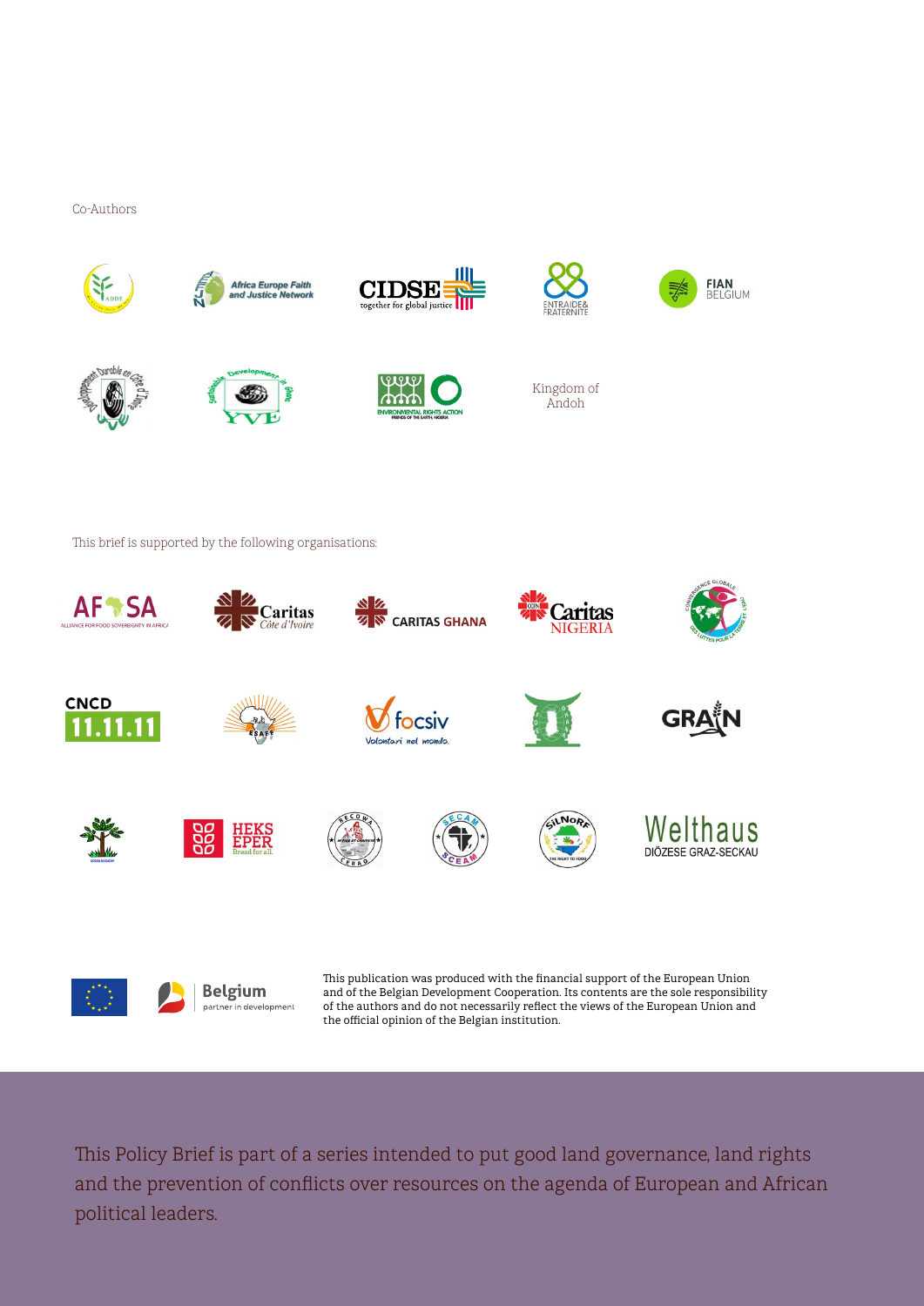Co-Authors

Kingdom of Andoh

This brief is supported by the following organisations:

This publication was produced with the financial support of the European Union and of the Belgian Development Cooperation. Its contents are the sole responsibility of the authors and do not necessarily reflect the views of the European Union and the official opinion of the Belgian institution.

This Policy Brief is part of a series intended to put good land governance, land rights and the prevention of conflicts over resources on the agenda of European and African political leaders.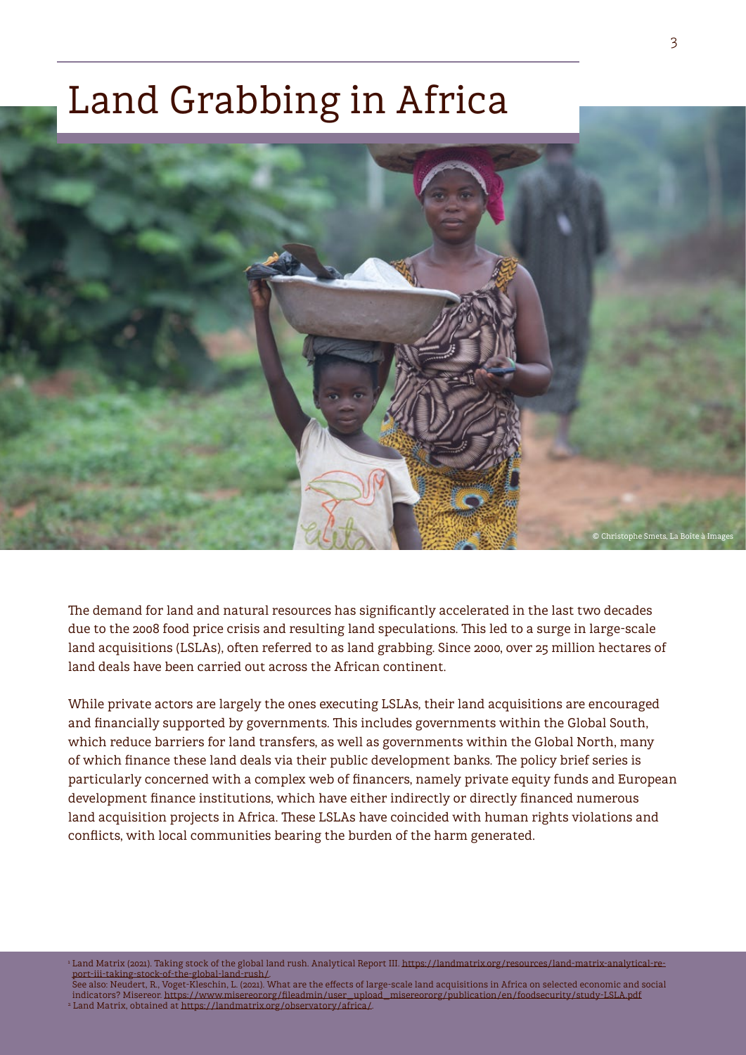# Land Grabbing in Africa

© Christophe Smets, La Boîte à Images

The demand for land and natural resources has significantly accelerated in the last two decades due to the 2008 food price crisis and resulting land speculations. This led to a surge in large-scale land acquisitions (LSLAs), often referred to as land grabbing. Since 2000, over 25 million hectares of land deals have been carried out across the African continent.

While private actors are largely the ones executing LSLAs, their land acquisitions are encouraged and financially supported by governments. This includes governments within the Global South, which reduce barriers for land transfers, as well as governments within the Global North, many of which finance these land deals via their public development banks. The policy brief series is particularly concerned with a complex web of financers, namely private equity funds and European development finance institutions, which have either indirectly or directly financed numerous land acquisition projects in Africa. These LSLAs have coincided with human rights violations and conflicts, with local communities bearing the burden of the harm generated.

[1] Land Matrix (2021). Taking stock of the global land rush. Analytical Report III. https://landmatrix.org/resources/land-matrix-analytical-report-iii-taking-stock-of-the-global-land-rush/.
See also: Neudert, R., Voget-Kleschin, L. (2021). What are the effects of large-scale land acquisitions in Africa on selected economic and social indicators? Misereor. https://www.misereor.org/fileadmin/user_upload_misereororg/publication/en/foodsecurity/study-LSLA.pdf

[2] Land Matrix, obtained at https://landmatrix.org/observatory/africa/.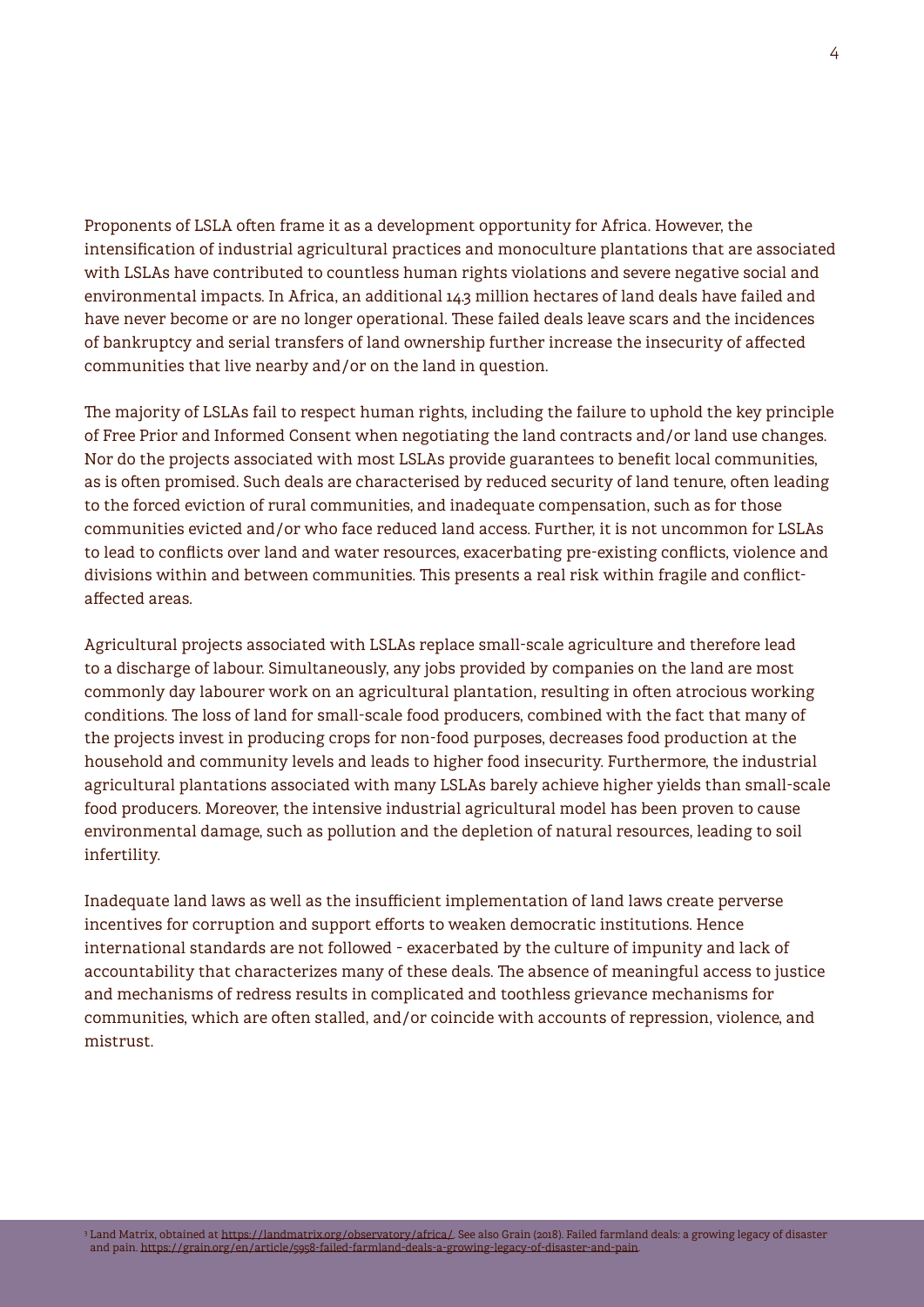Proponents of LSLA often frame it as a development opportunity for Africa. However, the intensification of industrial agricultural practices and monoculture plantations that are associated with LSLAs have contributed to countless human rights violations and severe negative social and environmental impacts. In Africa, an additional 14.3 million hectares of land deals have failed and have never become or are no longer operational. These failed deals leave scars and the incidences of bankruptcy and serial transfers of land ownership further increase the insecurity of affected communities that live nearby and/or on the land in question.

The majority of LSLAs fail to respect human rights, including the failure to uphold the key principle of Free Prior and Informed Consent when negotiating the land contracts and/or land use changes. Nor do the projects associated with most LSLAs provide guarantees to benefit local communities, as is often promised. Such deals are characterised by reduced security of land tenure, often leading to the forced eviction of rural communities, and inadequate compensation, such as for those communities evicted and/or who face reduced land access. Further, it is not uncommon for LSLAs to lead to conflicts over land and water resources, exacerbating pre-existing conflicts, violence and divisions within and between communities. This presents a real risk within fragile and conflict-affected areas.

Agricultural projects associated with LSLAs replace small-scale agriculture and therefore lead to a discharge of labour. Simultaneously, any jobs provided by companies on the land are most commonly day labourer work on an agricultural plantation, resulting in often atrocious working conditions. The loss of land for small-scale food producers, combined with the fact that many of the projects invest in producing crops for non-food purposes, decreases food production at the household and community levels and leads to higher food insecurity. Furthermore, the industrial agricultural plantations associated with many LSLAs barely achieve higher yields than small-scale food producers. Moreover, the intensive industrial agricultural model has been proven to cause environmental damage, such as pollution and the depletion of natural resources, leading to soil infertility.

Inadequate land laws as well as the insufficient implementation of land laws create perverse incentives for corruption and support efforts to weaken democratic institutions. Hence international standards are not followed - exacerbated by the culture of impunity and lack of accountability that characterizes many of these deals. The absence of meaningful access to justice and mechanisms of redress results in complicated and toothless grievance mechanisms for communities, which are often stalled, and/or coincide with accounts of repression, violence, and mistrust.

[3] Land Matrix, obtained at https://landmatrix.org/observatory/africa/. See also Grain (2018). Failed farmland deals: a growing legacy of disaster and pain. https://grain.org/en/article/5958-failed-farmland-deals-a-growing-legacy-of-disaster-and-pain.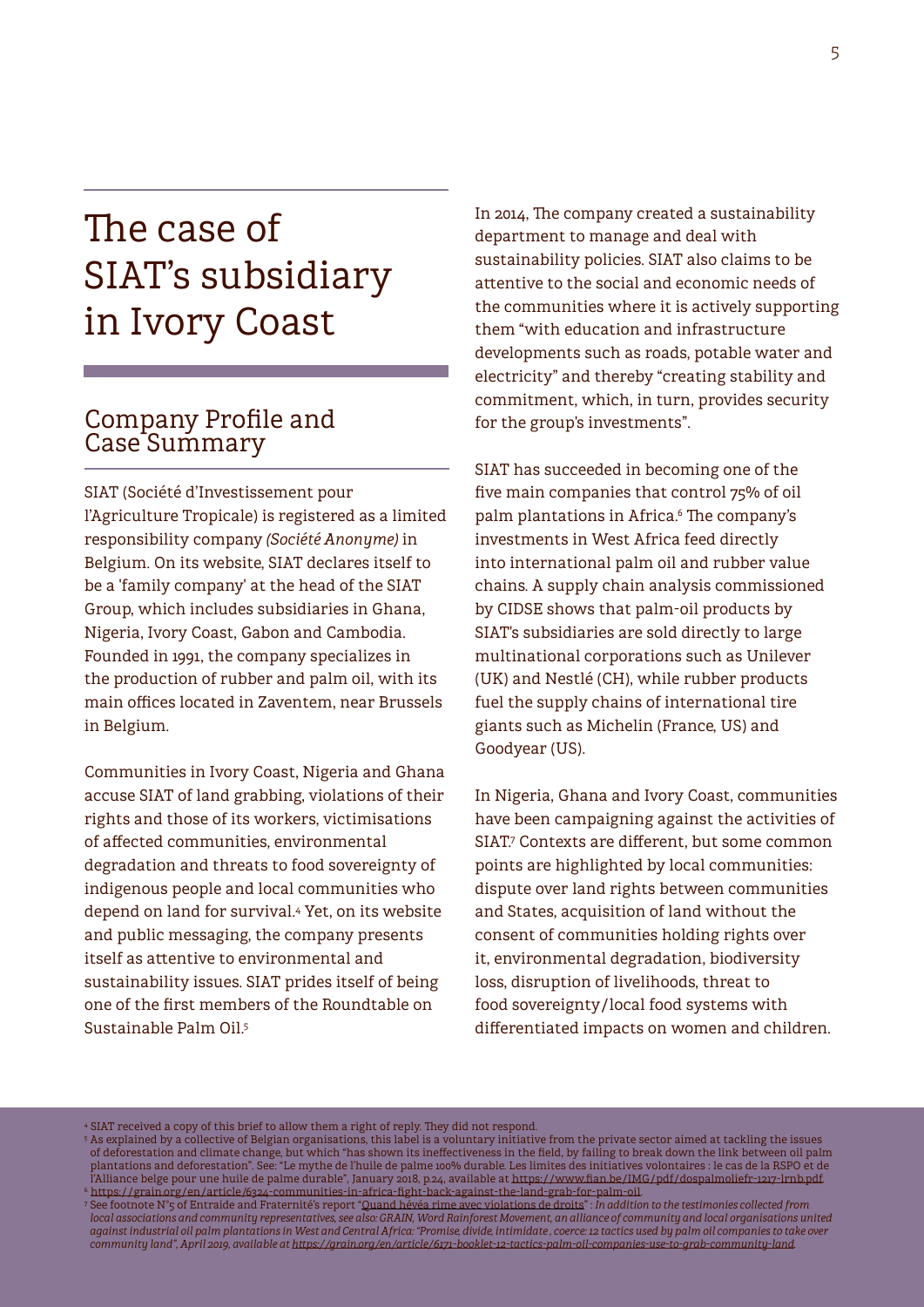# The case of SIAT's subsidiary in Ivory Coast

## Company Profile and Case Summary

SIAT (Société d'Investissement pour l'Agriculture Tropicale) is registered as a limited responsibility company *(Société Anonyme)* in Belgium. On its website, SIAT declares itself to be a 'family company' at the head of the SIAT Group, which includes subsidiaries in Ghana, Nigeria, Ivory Coast, Gabon and Cambodia. Founded in 1991, the company specializes in the production of rubber and palm oil, with its main offices located in Zaventem, near Brussels in Belgium.

Communities in Ivory Coast, Nigeria and Ghana accuse SIAT of land grabbing, violations of their rights and those of its workers, victimisations of affected communities, environmental degradation and threats to food sovereignty of indigenous people and local communities who depend on land for survival.[4] Yet, on its website and public messaging, the company presents itself as attentive to environmental and sustainability issues. SIAT prides itself of being one of the first members of the Roundtable on Sustainable Palm Oil.[5]

In 2014, The company created a sustainability department to manage and deal with sustainability policies. SIAT also claims to be attentive to the social and economic needs of the communities where it is actively supporting them "with education and infrastructure developments such as roads, potable water and electricity" and thereby "creating stability and commitment, which, in turn, provides security for the group's investments".

SIAT has succeeded in becoming one of the five main companies that control 75% of oil palm plantations in Africa.[6] The company's investments in West Africa feed directly into international palm oil and rubber value chains. A supply chain analysis commissioned by CIDSE shows that palm-oil products by SIAT's subsidiaries are sold directly to large multinational corporations such as Unilever (UK) and Nestlé (CH), while rubber products fuel the supply chains of international tire giants such as Michelin (France, US) and Goodyear (US).

In Nigeria, Ghana and Ivory Coast, communities have been campaigning against the activities of SIAT.[7] Contexts are different, but some common points are highlighted by local communities: dispute over land rights between communities and States, acquisition of land without the consent of communities holding rights over it, environmental degradation, biodiversity loss, disruption of livelihoods, threat to food sovereignty/local food systems with differentiated impacts on women and children.

---

[4] SIAT received a copy of this brief to allow them a right of reply. They did not respond.

[5] As explained by a collective of Belgian organisations, this label is a voluntary initiative from the private sector aimed at tackling the issues of deforestation and climate change, but which "has shown its ineffectiveness in the field, by failing to break down the link between oil palm plantations and deforestation". See: "Le mythe de l'huile de palme 100% durable. Les limites des initiatives volontaires : le cas de la RSPO et de l'Alliance belge pour une huile de palme durable", January 2018, p.24, available at https://www.fian.be/IMG/pdf/dospalmoliefr-1217-lrnb.pdf

[6] https://grain.org/en/article/6324-communities-in-africa-fight-back-against-the-land-grab-for-palm-oil

[7] See footnote N°5 of Entraide and Fraternité's report "Quand hévéa rime avec violations de droits" : *In addition to the testimonies collected from local associations and community representatives, see also: GRAIN, Word Rainforest Movement, an alliance of community and local organisations united against industrial oil palm plantations in West and Central Africa: "Promise, divide, intimidate , coerce: 12 tactics used by palm oil companies to take over community land", April 2019, available at https://grain.org/en/article/6171-booklet-12-tactics-palm-oil-companies-use-to-grab-community-land*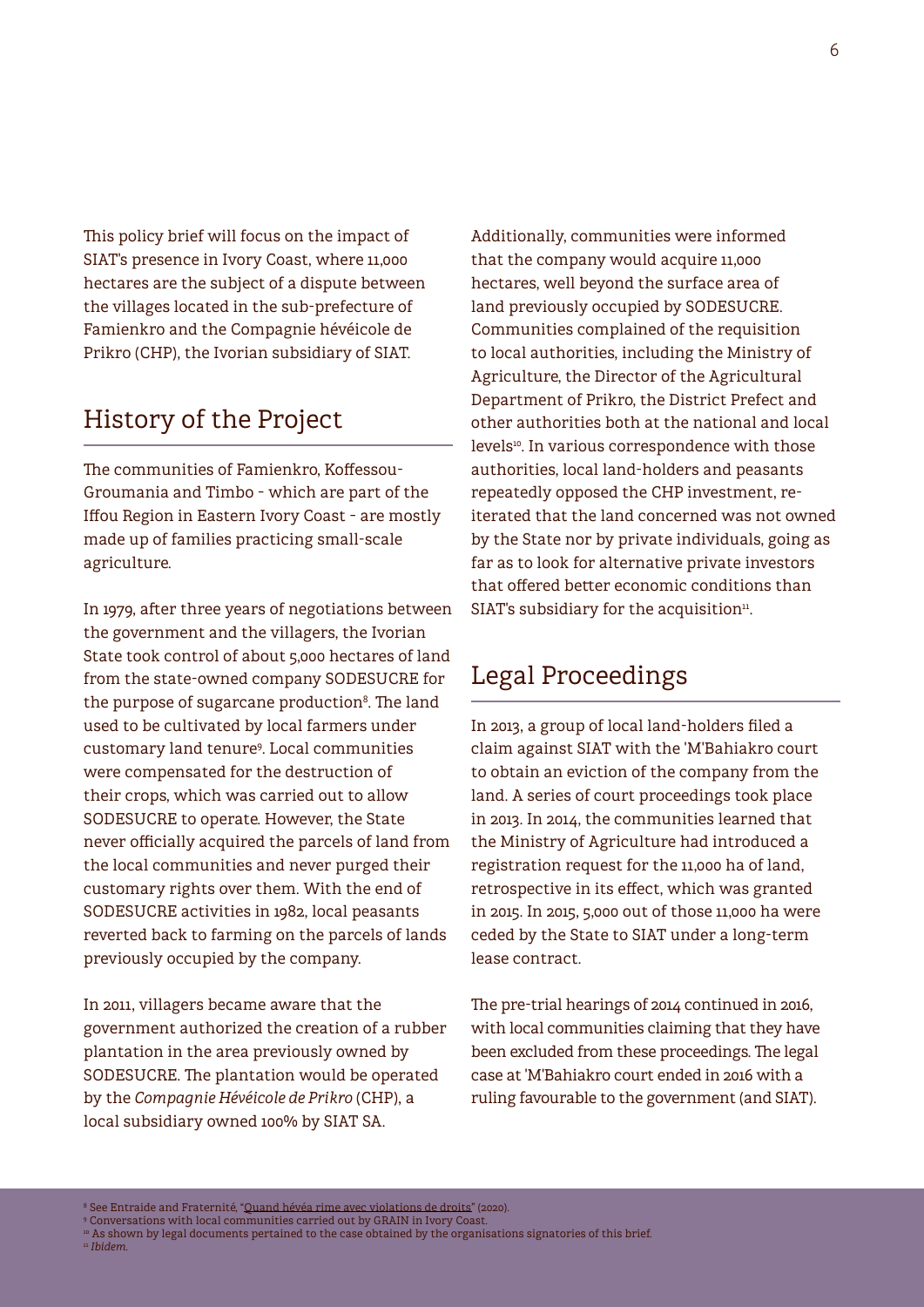This policy brief will focus on the impact of SIAT's presence in Ivory Coast, where 11,000 hectares are the subject of a dispute between the villages located in the sub-prefecture of Famienkro and the Compagnie hévéicole de Prikro (CHP), the Ivorian subsidiary of SIAT.

## History of the Project

The communities of Famienkro, Koffessou-Groumania and Timbo - which are part of the Iffou Region in Eastern Ivory Coast - are mostly made up of families practicing small-scale agriculture.

In 1979, after three years of negotiations between the government and the villagers, the Ivorian State took control of about 5,000 hectares of land from the state-owned company SODESUCRE for the purpose of sugarcane production[8]. The land used to be cultivated by local farmers under customary land tenure[9]. Local communities were compensated for the destruction of their crops, which was carried out to allow SODESUCRE to operate. However, the State never officially acquired the parcels of land from the local communities and never purged their customary rights over them. With the end of SODESUCRE activities in 1982, local peasants reverted back to farming on the parcels of lands previously occupied by the company.

In 2011, villagers became aware that the government authorized the creation of a rubber plantation in the area previously owned by SODESUCRE. The plantation would be operated by the *Compagnie Hévéicole de Prikro* (CHP), a local subsidiary owned 100% by SIAT SA.

Additionally, communities were informed that the company would acquire 11,000 hectares, well beyond the surface area of land previously occupied by SODESUCRE. Communities complained of the requisition to local authorities, including the Ministry of Agriculture, the Director of the Agricultural Department of Prikro, the District Prefect and other authorities both at the national and local levels[10]. In various correspondence with those authorities, local land-holders and peasants repeatedly opposed the CHP investment, re-iterated that the land concerned was not owned by the State nor by private individuals, going as far as to look for alternative private investors that offered better economic conditions than SIAT's subsidiary for the acquisition[11].

## Legal Proceedings

In 2013, a group of local land-holders filed a claim against SIAT with the 'M'Bahiakro court to obtain an eviction of the company from the land. A series of court proceedings took place in 2013. In 2014, the communities learned that the Ministry of Agriculture had introduced a registration request for the 11,000 ha of land, retrospective in its effect, which was granted in 2015. In 2015, 5,000 out of those 11,000 ha were ceded by the State to SIAT under a long-term lease contract.

The pre-trial hearings of 2014 continued in 2016, with local communities claiming that they have been excluded from these proceedings. The legal case at 'M'Bahiakro court ended in 2016 with a ruling favourable to the government (and SIAT).

---

[8] See Entraide and Fraternité, "Quand hévéa rime avec violations de droits" (2020).
[9] Conversations with local communities carried out by GRAIN in Ivory Coast.
[10] As shown by legal documents pertained to the case obtained by the organisations signatories of this brief.
[11] *Ibidem.*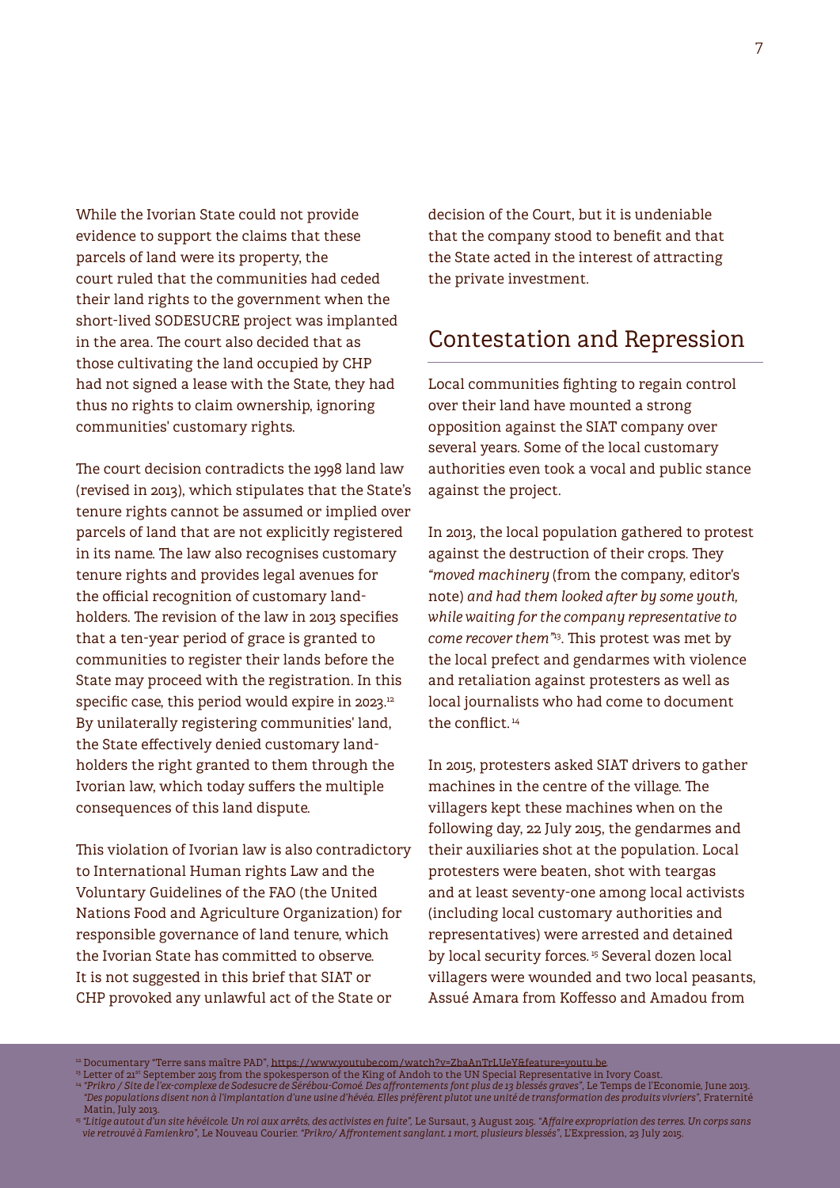While the Ivorian State could not provide evidence to support the claims that these parcels of land were its property, the court ruled that the communities had ceded their land rights to the government when the short-lived SODESUCRE project was implanted in the area. The court also decided that as those cultivating the land occupied by CHP had not signed a lease with the State, they had thus no rights to claim ownership, ignoring communities' customary rights.

The court decision contradicts the 1998 land law (revised in 2013), which stipulates that the State's tenure rights cannot be assumed or implied over parcels of land that are not explicitly registered in its name. The law also recognises customary tenure rights and provides legal avenues for the official recognition of customary land-holders. The revision of the law in 2013 specifies that a ten-year period of grace is granted to communities to register their lands before the State may proceed with the registration. In this specific case, this period would expire in 2023.[12] By unilaterally registering communities' land, the State effectively denied customary land-holders the right granted to them through the Ivorian law, which today suffers the multiple consequences of this land dispute.

This violation of Ivorian law is also contradictory to International Human rights Law and the Voluntary Guidelines of the FAO (the United Nations Food and Agriculture Organization) for responsible governance of land tenure, which the Ivorian State has committed to observe. It is not suggested in this brief that SIAT or CHP provoked any unlawful act of the State or decision of the Court, but it is undeniable that the company stood to benefit and that the State acted in the interest of attracting the private investment.

## Contestation and Repression

Local communities fighting to regain control over their land have mounted a strong opposition against the SIAT company over several years. Some of the local customary authorities even took a vocal and public stance against the project.

In 2013, the local population gathered to protest against the destruction of their crops. They *"moved machinery* (from the company, editor's note) *and had them looked after by some youth, while waiting for the company representative to come recover them"*[13]. This protest was met by the local prefect and gendarmes with violence and retaliation against protesters as well as local journalists who had come to document the conflict.[14]

In 2015, protesters asked SIAT drivers to gather machines in the centre of the village. The villagers kept these machines when on the following day, 22 July 2015, the gendarmes and their auxiliaries shot at the population. Local protesters were beaten, shot with teargas and at least seventy-one among local activists (including local customary authorities and representatives) were arrested and detained by local security forces.[15] Several dozen local villagers were wounded and two local peasants, Assué Amara from Koffesso and Amadou from

---

[12] Documentary "Terre sans maître PAD", https://www.youtube.com/watch?v=ZbaAnTrLUeY&feature=youtu.be

[13] Letter of 21st September 2015 from the spokesperson of the King of Andoh to the UN Special Representative in Ivory Coast.

[14] *"Prikro / Site de l'ex-complexe de Sodesucre de Sérébou-Comoé. Des affrontements font plus de 13 blessés graves"*, Le Temps de l'Economie, June 2013. *"Des populations disent non à l'implantation d'une usine d'hévéa. Elles préfèrent plutot une unité de transformation des produits vivriers"*, Fraternité Matin, July 2013.

[15] *"Litige autout d'un site hévéicole. Un roi aux arrêts, des activistes en fuite"*, Le Sursaut, 3 August 2015. *"Affaire expropriation des terres. Un corps sans vie retrouvé à Famienkro"*, Le Nouveau Courier. *"Prikro/ Affrontement sanglant. 1 mort, plusieurs blessés"*, L'Expression, 23 July 2015.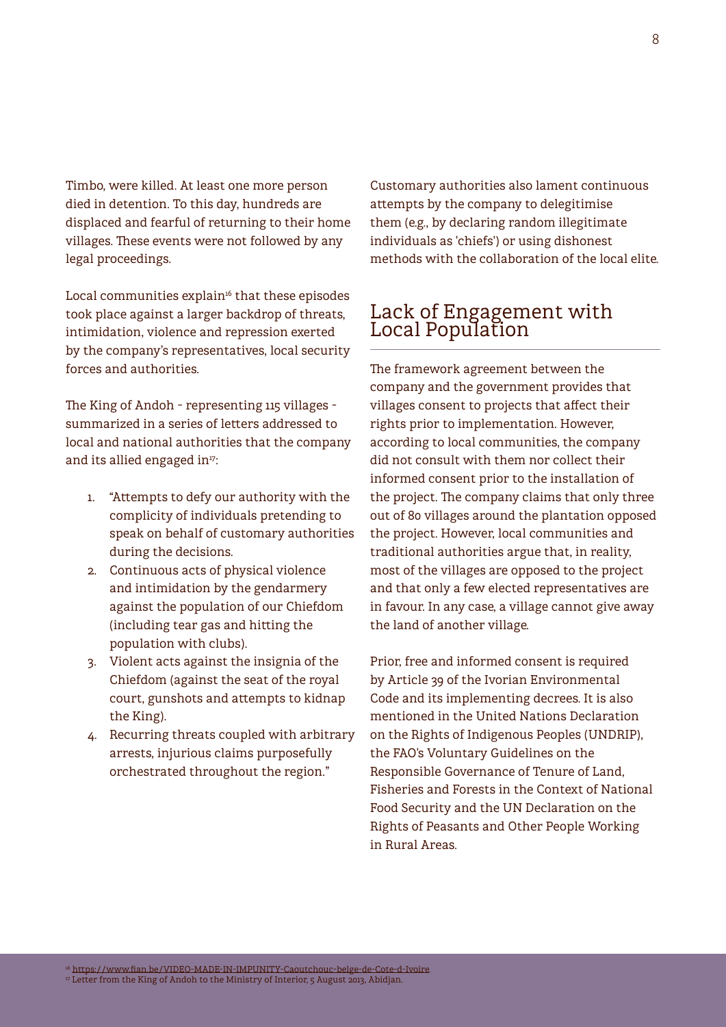Timbo, were killed. At least one more person died in detention. To this day, hundreds are displaced and fearful of returning to their home villages. These events were not followed by any legal proceedings.

Local communities explain[16] that these episodes took place against a larger backdrop of threats, intimidation, violence and repression exerted by the company's representatives, local security forces and authorities.

The King of Andoh - representing 115 villages - summarized in a series of letters addressed to local and national authorities that the company and its allied engaged in[17]:

1. "Attempts to defy our authority with the complicity of individuals pretending to speak on behalf of customary authorities during the decisions.
2. Continuous acts of physical violence and intimidation by the gendarmery against the population of our Chiefdom (including tear gas and hitting the population with clubs).
3. Violent acts against the insignia of the Chiefdom (against the seat of the royal court, gunshots and attempts to kidnap the King).
4. Recurring threats coupled with arbitrary arrests, injurious claims purposefully orchestrated throughout the region."

Customary authorities also lament continuous attempts by the company to delegitimise them (e.g., by declaring random illegitimate individuals as 'chiefs') or using dishonest methods with the collaboration of the local elite.

## Lack of Engagement with Local Population

The framework agreement between the company and the government provides that villages consent to projects that affect their rights prior to implementation. However, according to local communities, the company did not consult with them nor collect their informed consent prior to the installation of the project. The company claims that only three out of 80 villages around the plantation opposed the project. However, local communities and traditional authorities argue that, in reality, most of the villages are opposed to the project and that only a few elected representatives are in favour. In any case, a village cannot give away the land of another village.

Prior, free and informed consent is required by Article 39 of the Ivorian Environmental Code and its implementing decrees. It is also mentioned in the United Nations Declaration on the Rights of Indigenous Peoples (UNDRIP), the FAO's Voluntary Guidelines on the Responsible Governance of Tenure of Land, Fisheries and Forests in the Context of National Food Security and the UN Declaration on the Rights of Peasants and Other People Working in Rural Areas.

[16] https://www.fian.be/VIDEO-MADE-IN-IMPUNITY-Caoutchouc-belge-de-Cote-d-Ivoire

[17] Letter from the King of Andoh to the Ministry of Interior, 5 August 2013, Abidjan.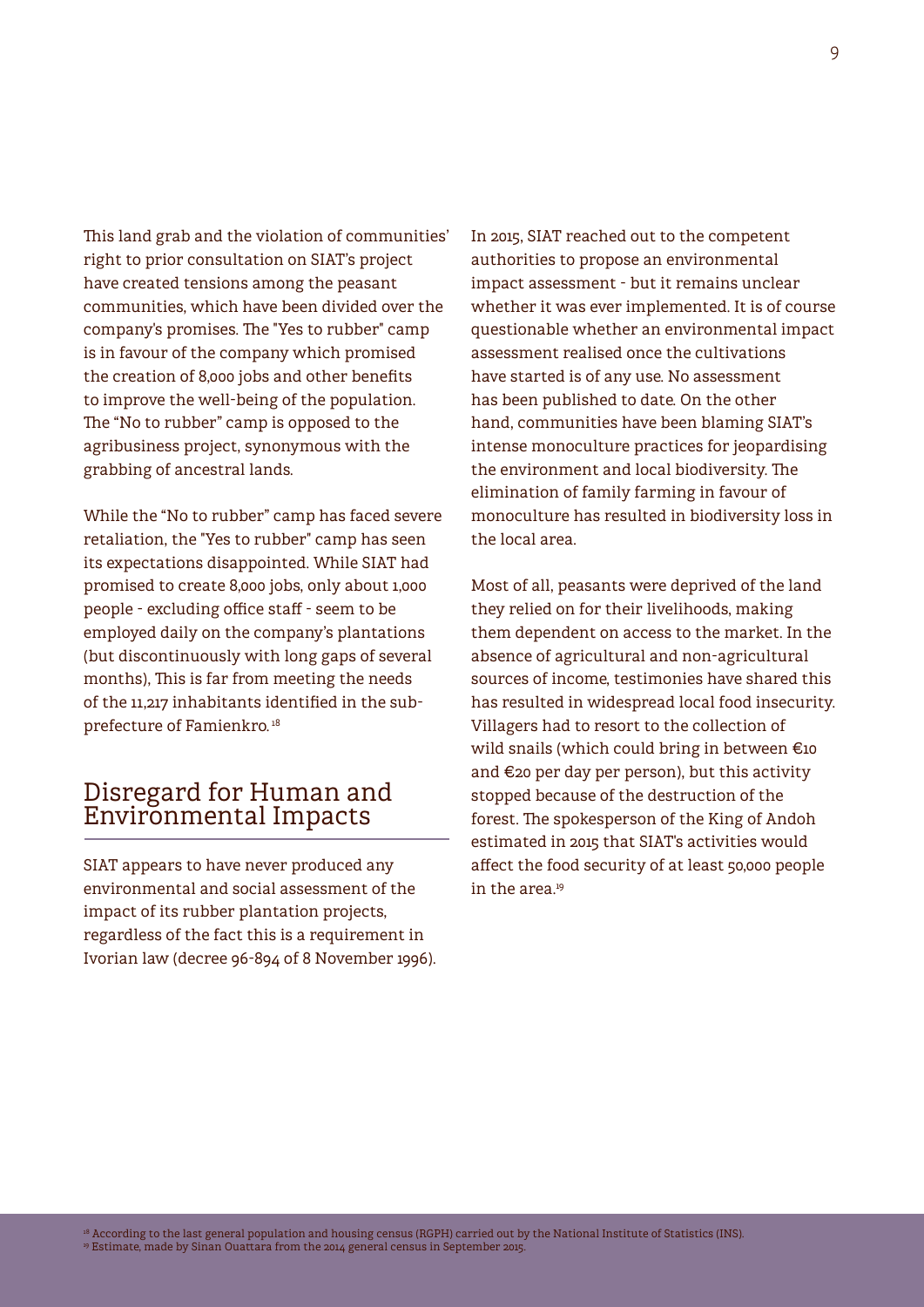This land grab and the violation of communities' right to prior consultation on SIAT's project have created tensions among the peasant communities, which have been divided over the company's promises. The "Yes to rubber" camp is in favour of the company which promised the creation of 8,000 jobs and other benefits to improve the well-being of the population. The "No to rubber" camp is opposed to the agribusiness project, synonymous with the grabbing of ancestral lands.

While the "No to rubber" camp has faced severe retaliation, the "Yes to rubber" camp has seen its expectations disappointed. While SIAT had promised to create 8,000 jobs, only about 1,000 people - excluding office staff - seem to be employed daily on the company's plantations (but discontinuously with long gaps of several months), This is far from meeting the needs of the 11,217 inhabitants identified in the sub-prefecture of Famienkro.[18]

## Disregard for Human and Environmental Impacts

SIAT appears to have never produced any environmental and social assessment of the impact of its rubber plantation projects, regardless of the fact this is a requirement in Ivorian law (decree 96-894 of 8 November 1996).

In 2015, SIAT reached out to the competent authorities to propose an environmental impact assessment - but it remains unclear whether it was ever implemented. It is of course questionable whether an environmental impact assessment realised once the cultivations have started is of any use. No assessment has been published to date. On the other hand, communities have been blaming SIAT's intense monoculture practices for jeopardising the environment and local biodiversity. The elimination of family farming in favour of monoculture has resulted in biodiversity loss in the local area.

Most of all, peasants were deprived of the land they relied on for their livelihoods, making them dependent on access to the market. In the absence of agricultural and non-agricultural sources of income, testimonies have shared this has resulted in widespread local food insecurity. Villagers had to resort to the collection of wild snails (which could bring in between €10 and €20 per day per person), but this activity stopped because of the destruction of the forest. The spokesperson of the King of Andoh estimated in 2015 that SIAT's activities would affect the food security of at least 50,000 people in the area.[19]

[18] According to the last general population and housing census (RGPH) carried out by the National Institute of Statistics (INS).
[19] Estimate, made by Sinan Ouattara from the 2014 general census in September 2015.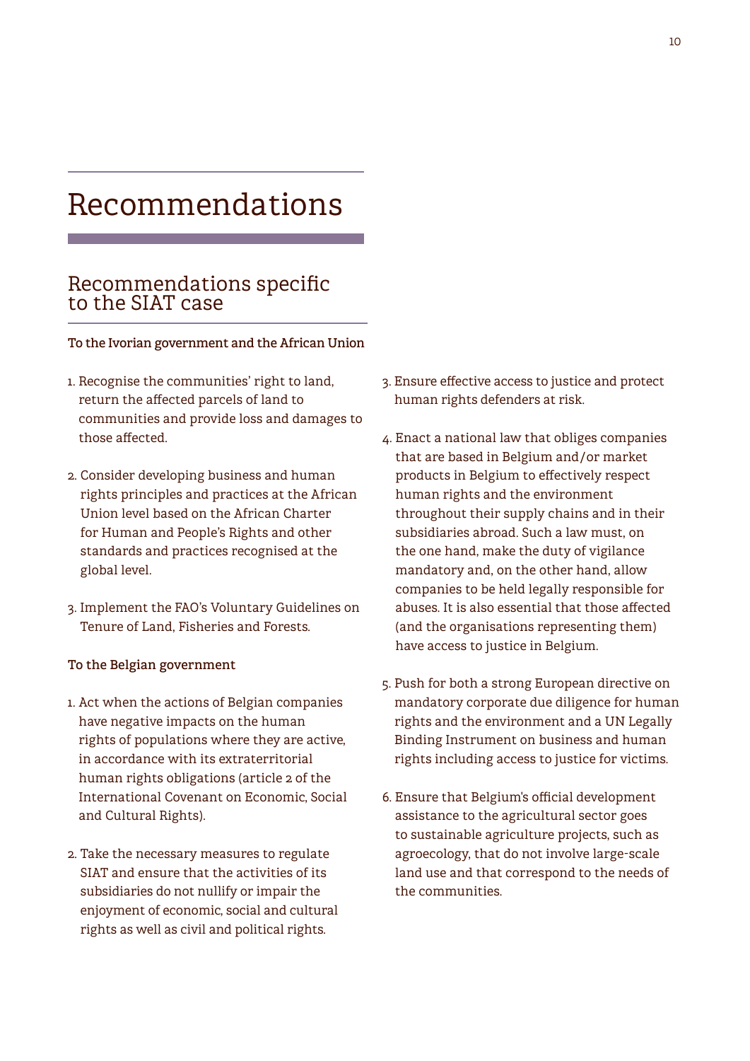# Recommendations

## Recommendations specific to the SIAT case

**To the Ivorian government and the African Union**

1. Recognise the communities' right to land, return the affected parcels of land to communities and provide loss and damages to those affected.
2. Consider developing business and human rights principles and practices at the African Union level based on the African Charter for Human and People's Rights and other standards and practices recognised at the global level.
3. Implement the FAO's Voluntary Guidelines on Tenure of Land, Fisheries and Forests.

**To the Belgian government**

1. Act when the actions of Belgian companies have negative impacts on the human rights of populations where they are active, in accordance with its extraterritorial human rights obligations (article 2 of the International Covenant on Economic, Social and Cultural Rights).
2. Take the necessary measures to regulate SIAT and ensure that the activities of its subsidiaries do not nullify or impair the enjoyment of economic, social and cultural rights as well as civil and political rights.
3. Ensure effective access to justice and protect human rights defenders at risk.
4. Enact a national law that obliges companies that are based in Belgium and/or market products in Belgium to effectively respect human rights and the environment throughout their supply chains and in their subsidiaries abroad. Such a law must, on the one hand, make the duty of vigilance mandatory and, on the other hand, allow companies to be held legally responsible for abuses. It is also essential that those affected (and the organisations representing them) have access to justice in Belgium.
5. Push for both a strong European directive on mandatory corporate due diligence for human rights and the environment and a UN Legally Binding Instrument on business and human rights including access to justice for victims.
6. Ensure that Belgium's official development assistance to the agricultural sector goes to sustainable agriculture projects, such as agroecology, that do not involve large-scale land use and that correspond to the needs of the communities.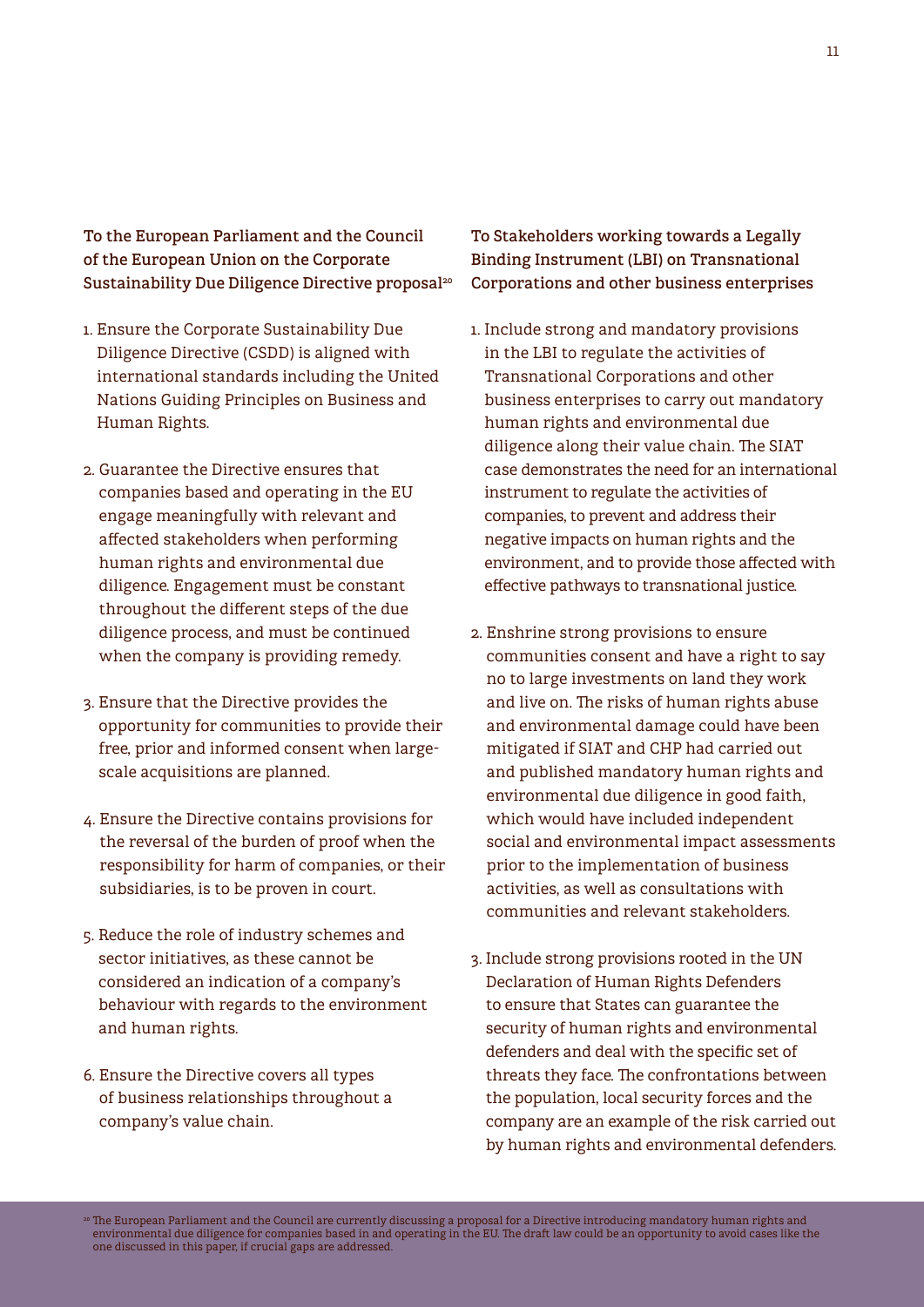### To the European Parliament and the Council of the European Union on the Corporate Sustainability Due Diligence Directive proposal[20]

1. Ensure the Corporate Sustainability Due Diligence Directive (CSDD) is aligned with international standards including the United Nations Guiding Principles on Business and Human Rights.
2. Guarantee the Directive ensures that companies based and operating in the EU engage meaningfully with relevant and affected stakeholders when performing human rights and environmental due diligence. Engagement must be constant throughout the different steps of the due diligence process, and must be continued when the company is providing remedy.
3. Ensure that the Directive provides the opportunity for communities to provide their free, prior and informed consent when large-scale acquisitions are planned.
4. Ensure the Directive contains provisions for the reversal of the burden of proof when the responsibility for harm of companies, or their subsidiaries, is to be proven in court.
5. Reduce the role of industry schemes and sector initiatives, as these cannot be considered an indication of a company's behaviour with regards to the environment and human rights.
6. Ensure the Directive covers all types of business relationships throughout a company's value chain.

### To Stakeholders working towards a Legally Binding Instrument (LBI) on Transnational Corporations and other business enterprises

1. Include strong and mandatory provisions in the LBI to regulate the activities of Transnational Corporations and other business enterprises to carry out mandatory human rights and environmental due diligence along their value chain. The SIAT case demonstrates the need for an international instrument to regulate the activities of companies, to prevent and address their negative impacts on human rights and the environment, and to provide those affected with effective pathways to transnational justice.
2. Enshrine strong provisions to ensure communities consent and have a right to say no to large investments on land they work and live on. The risks of human rights abuse and environmental damage could have been mitigated if SIAT and CHP had carried out and published mandatory human rights and environmental due diligence in good faith, which would have included independent social and environmental impact assessments prior to the implementation of business activities, as well as consultations with communities and relevant stakeholders.
3. Include strong provisions rooted in the UN Declaration of Human Rights Defenders to ensure that States can guarantee the security of human rights and environmental defenders and deal with the specific set of threats they face. The confrontations between the population, local security forces and the company are an example of the risk carried out by human rights and environmental defenders.

[20] The European Parliament and the Council are currently discussing a proposal for a Directive introducing mandatory human rights and environmental due diligence for companies based in and operating in the EU. The draft law could be an opportunity to avoid cases like the one discussed in this paper, if crucial gaps are addressed.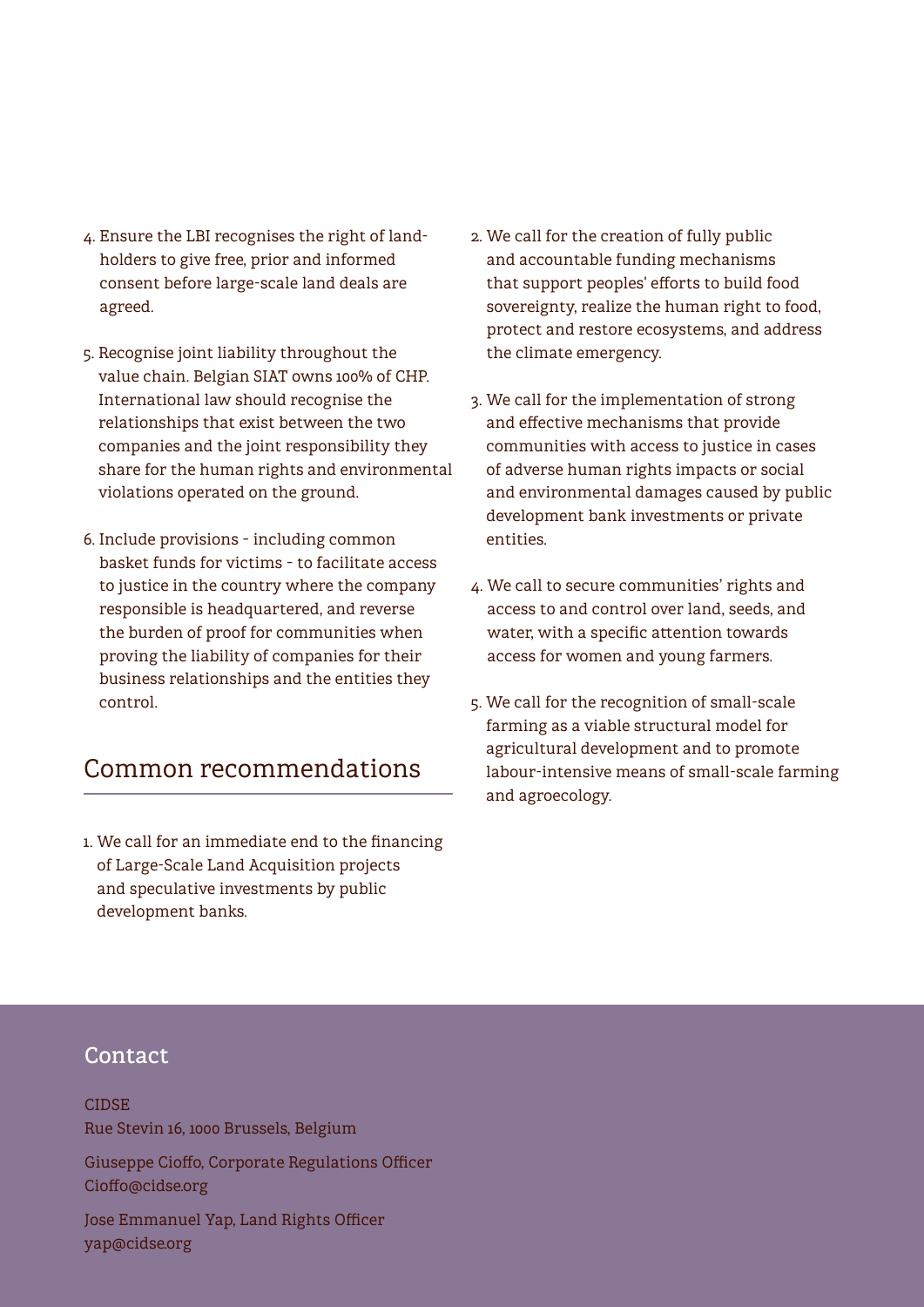4. Ensure the LBI recognises the right of land-holders to give free, prior and informed consent before large-scale land deals are agreed.

5. Recognise joint liability throughout the value chain. Belgian SIAT owns 100% of CHP. International law should recognise the relationships that exist between the two companies and the joint responsibility they share for the human rights and environmental violations operated on the ground.

6. Include provisions - including common basket funds for victims - to facilitate access to justice in the country where the company responsible is headquartered, and reverse the burden of proof for communities when proving the liability of companies for their business relationships and the entities they control.

## Common recommendations

1. We call for an immediate end to the financing of Large-Scale Land Acquisition projects and speculative investments by public development banks.

2. We call for the creation of fully public and accountable funding mechanisms that support peoples' efforts to build food sovereignty, realize the human right to food, protect and restore ecosystems, and address the climate emergency.

3. We call for the implementation of strong and effective mechanisms that provide communities with access to justice in cases of adverse human rights impacts or social and environmental damages caused by public development bank investments or private entities.

4. We call to secure communities' rights and access to and control over land, seeds, and water, with a specific attention towards access for women and young farmers.

5. We call for the recognition of small-scale farming as a viable structural model for agricultural development and to promote labour-intensive means of small-scale farming and agroecology.

## Contact

CIDSE
Rue Stevin 16, 1000 Brussels, Belgium

Giuseppe Cioffo, Corporate Regulations Officer
Cioffo@cidse.org

Jose Emmanuel Yap, Land Rights Officer
yap@cidse.org